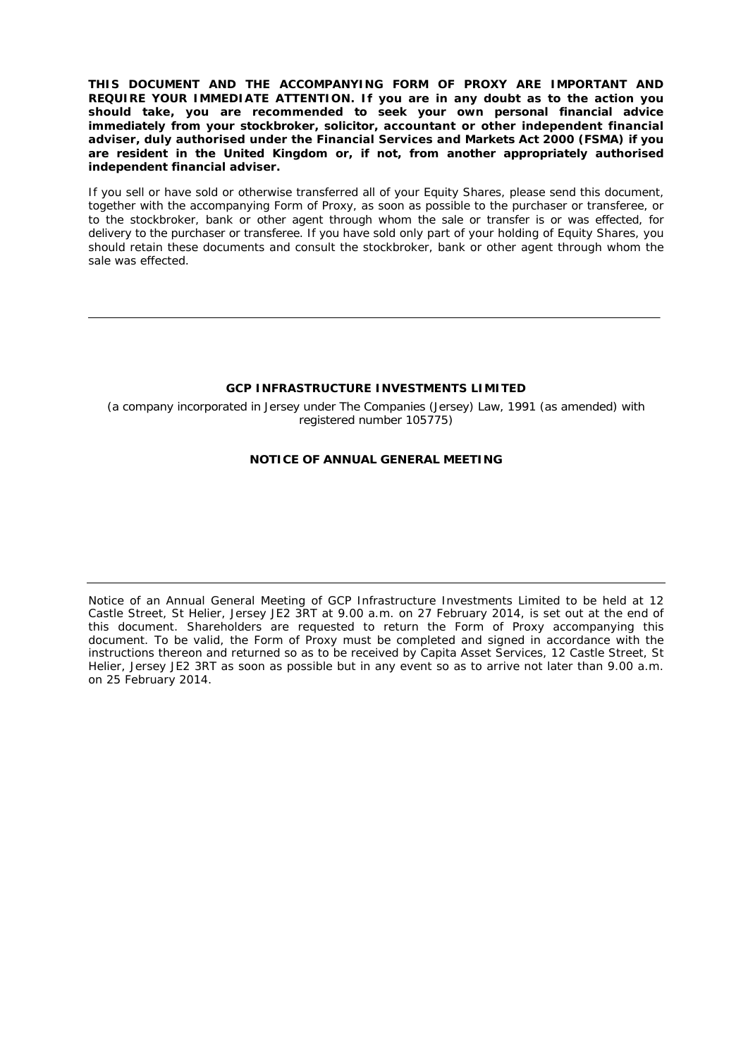**THIS DOCUMENT AND THE ACCOMPANYING FORM OF PROXY ARE IMPORTANT AND REQUIRE YOUR IMMEDIATE ATTENTION. If you are in any doubt as to the action you should take, you are recommended to seek your own personal financial advice immediately from your stockbroker, solicitor, accountant or other independent financial adviser, duly authorised under the Financial Services and Markets Act 2000 (FSMA) if you are resident in the United Kingdom or, if not, from another appropriately authorised independent financial adviser.**

If you sell or have sold or otherwise transferred all of your Equity Shares, please send this document, together with the accompanying Form of Proxy, as soon as possible to the purchaser or transferee, or to the stockbroker, bank or other agent through whom the sale or transfer is or was effected, for delivery to the purchaser or transferee. If you have sold only part of your holding of Equity Shares, you should retain these documents and consult the stockbroker, bank or other agent through whom the sale was effected.

---

# GCP INFRASTRUCTURE INVESTMENTS LIMITED

(a company incorporated in Jersey under The Companies (Jersey) Law, 1991 (as amended) with registered number 105775)

## NOTICE OF ANNUAL GENERAL MEETING

---

Notice of an Annual General Meeting of GCP Infrastructure Investments Limited to be held at 12 Castle Street, St Helier, Jersey JE2 3RT at 9.00 a.m. on 27 February 2014, is set out at the end of this document. Shareholders are requested to return the Form of Proxy accompanying this document. To be valid, the Form of Proxy must be completed and signed in accordance with the instructions thereon and returned so as to be received by Capita Asset Services, 12 Castle Street, St Helier, Jersey JE2 3RT as soon as possible but in any event so as to arrive not later than 9.00 a.m. on 25 February 2014.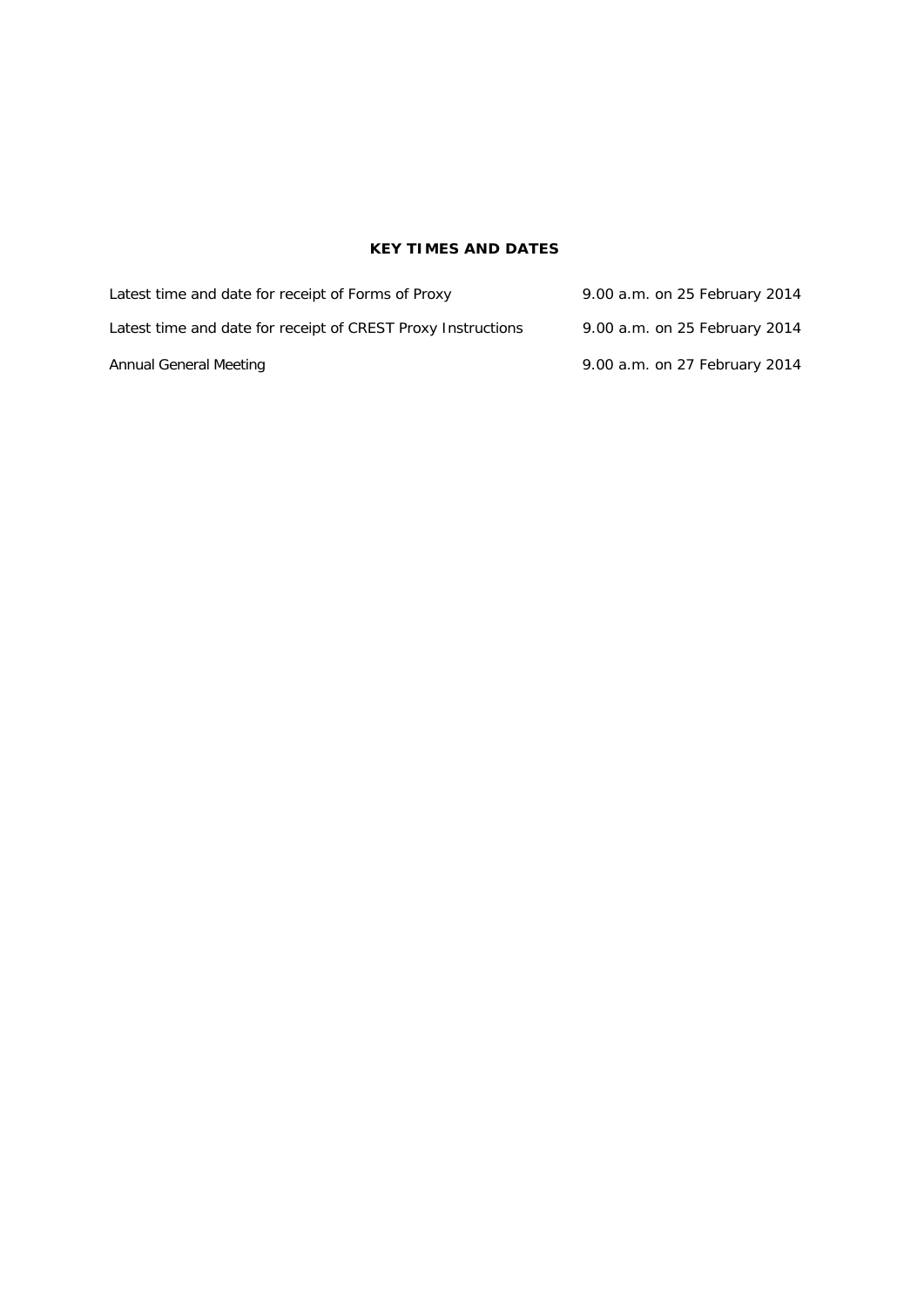## KEY TIMES AND DATES

| | |
|---|---|
| Latest time and date for receipt of Forms of Proxy | 9.00 a.m. on 25 February 2014 |
| Latest time and date for receipt of CREST Proxy Instructions | 9.00 a.m. on 25 February 2014 |
| Annual General Meeting | 9.00 a.m. on 27 February 2014 |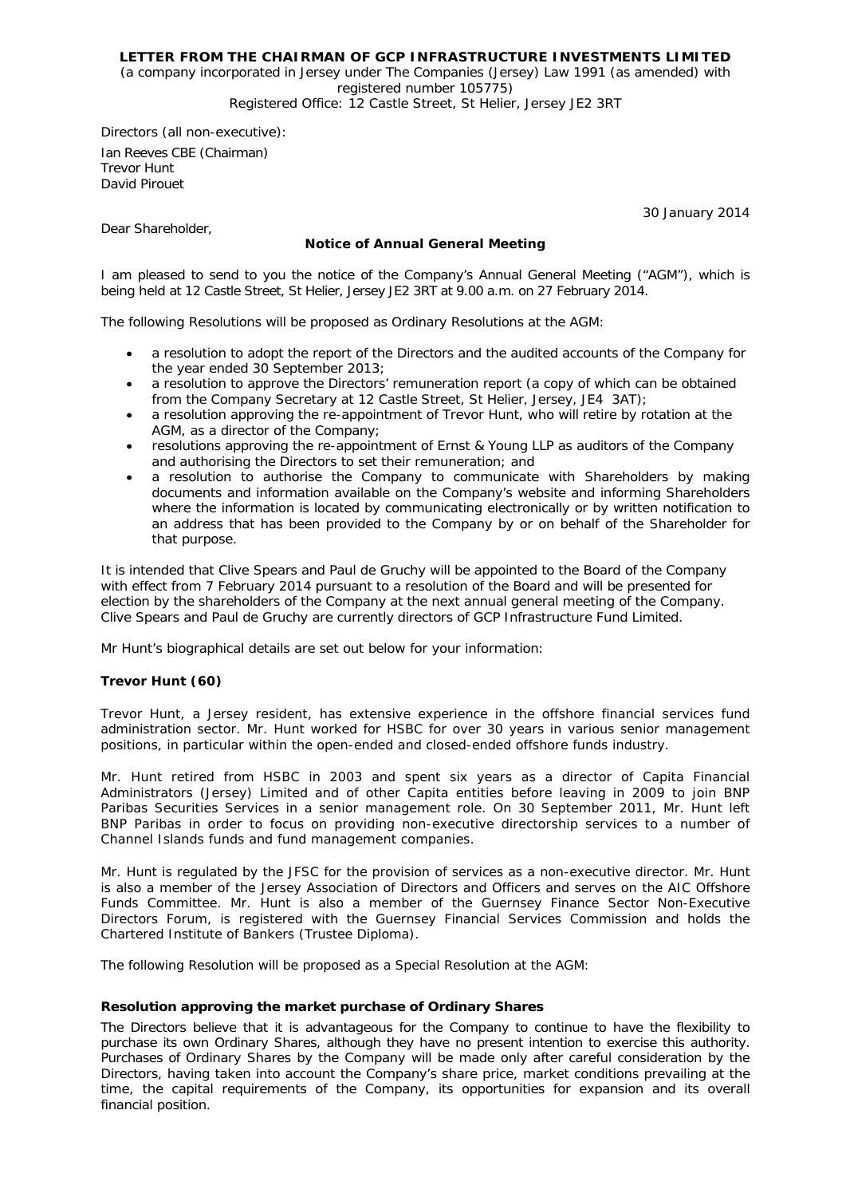**LETTER FROM THE CHAIRMAN OF GCP INFRASTRUCTURE INVESTMENTS LIMITED**

(a company incorporated in Jersey under The Companies (Jersey) Law 1991 (as amended) with registered number 105775)
Registered Office: 12 Castle Street, St Helier, Jersey JE2 3RT

Directors (all non-executive):

Ian Reeves CBE (Chairman)
Trevor Hunt
David Pirouet

30 January 2014

Dear Shareholder,

**Notice of Annual General Meeting**

I am pleased to send to you the notice of the Company's Annual General Meeting ("AGM"), which is being held at 12 Castle Street, St Helier, Jersey JE2 3RT at 9.00 a.m. on 27 February 2014.

The following Resolutions will be proposed as Ordinary Resolutions at the AGM:

- a resolution to adopt the report of the Directors and the audited accounts of the Company for the year ended 30 September 2013;
- a resolution to approve the Directors' remuneration report (a copy of which can be obtained from the Company Secretary at 12 Castle Street, St Helier, Jersey, JE4 3AT);
- a resolution approving the re-appointment of Trevor Hunt, who will retire by rotation at the AGM, as a director of the Company;
- resolutions approving the re-appointment of Ernst & Young LLP as auditors of the Company and authorising the Directors to set their remuneration; and
- a resolution to authorise the Company to communicate with Shareholders by making documents and information available on the Company's website and informing Shareholders where the information is located by communicating electronically or by written notification to an address that has been provided to the Company by or on behalf of the Shareholder for that purpose.

It is intended that Clive Spears and Paul de Gruchy will be appointed to the Board of the Company with effect from 7 February 2014 pursuant to a resolution of the Board and will be presented for election by the shareholders of the Company at the next annual general meeting of the Company. Clive Spears and Paul de Gruchy are currently directors of GCP Infrastructure Fund Limited.

Mr Hunt's biographical details are set out below for your information:

**Trevor Hunt (60)**

Trevor Hunt, a Jersey resident, has extensive experience in the offshore financial services fund administration sector. Mr. Hunt worked for HSBC for over 30 years in various senior management positions, in particular within the open-ended and closed-ended offshore funds industry.

Mr. Hunt retired from HSBC in 2003 and spent six years as a director of Capita Financial Administrators (Jersey) Limited and of other Capita entities before leaving in 2009 to join BNP Paribas Securities Services in a senior management role. On 30 September 2011, Mr. Hunt left BNP Paribas in order to focus on providing non-executive directorship services to a number of Channel Islands funds and fund management companies.

Mr. Hunt is regulated by the JFSC for the provision of services as a non-executive director. Mr. Hunt is also a member of the Jersey Association of Directors and Officers and serves on the AIC Offshore Funds Committee. Mr. Hunt is also a member of the Guernsey Finance Sector Non-Executive Directors Forum, is registered with the Guernsey Financial Services Commission and holds the Chartered Institute of Bankers (Trustee Diploma).

The following Resolution will be proposed as a Special Resolution at the AGM:

**Resolution approving the market purchase of Ordinary Shares**

The Directors believe that it is advantageous for the Company to continue to have the flexibility to purchase its own Ordinary Shares, although they have no present intention to exercise this authority. Purchases of Ordinary Shares by the Company will be made only after careful consideration by the Directors, having taken into account the Company's share price, market conditions prevailing at the time, the capital requirements of the Company, its opportunities for expansion and its overall financial position.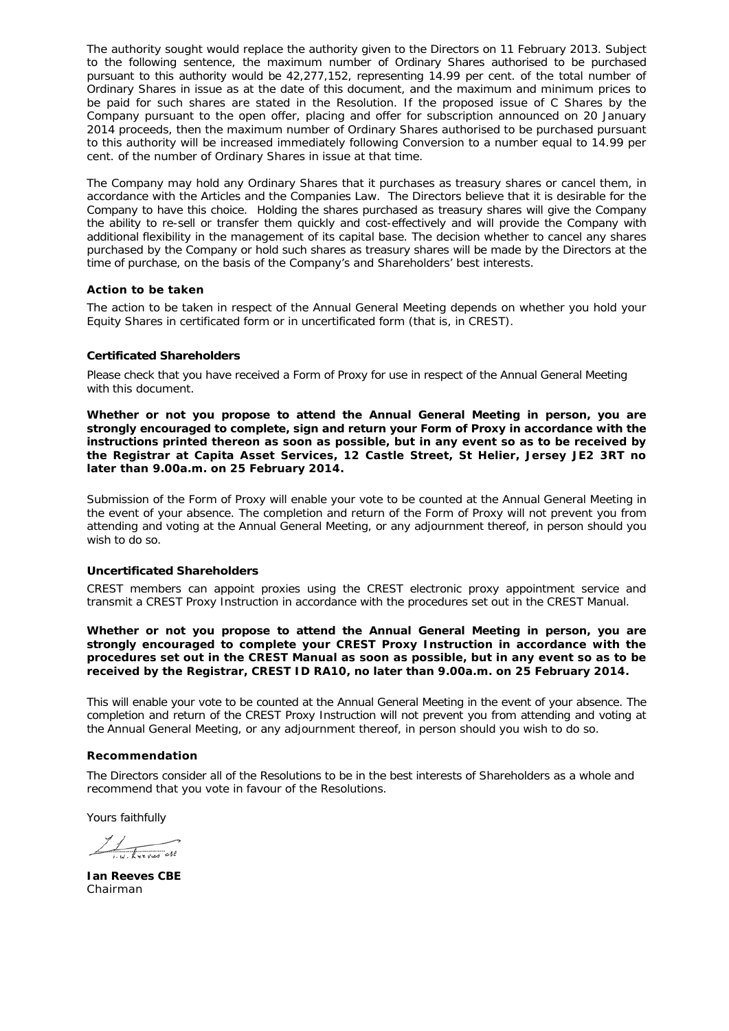The authority sought would replace the authority given to the Directors on 11 February 2013. Subject to the following sentence, the maximum number of Ordinary Shares authorised to be purchased pursuant to this authority would be 42,277,152, representing 14.99 per cent. of the total number of Ordinary Shares in issue as at the date of this document, and the maximum and minimum prices to be paid for such shares are stated in the Resolution. If the proposed issue of C Shares by the Company pursuant to the open offer, placing and offer for subscription announced on 20 January 2014 proceeds, then the maximum number of Ordinary Shares authorised to be purchased pursuant to this authority will be increased immediately following Conversion to a number equal to 14.99 per cent. of the number of Ordinary Shares in issue at that time.

The Company may hold any Ordinary Shares that it purchases as treasury shares or cancel them, in accordance with the Articles and the Companies Law. The Directors believe that it is desirable for the Company to have this choice. Holding the shares purchased as treasury shares will give the Company the ability to re-sell or transfer them quickly and cost-effectively and will provide the Company with additional flexibility in the management of its capital base. The decision whether to cancel any shares purchased by the Company or hold such shares as treasury shares will be made by the Directors at the time of purchase, on the basis of the Company's and Shareholders' best interests.

**Action to be taken**

The action to be taken in respect of the Annual General Meeting depends on whether you hold your Equity Shares in certificated form or in uncertificated form (that is, in CREST).

**Certificated Shareholders**

Please check that you have received a Form of Proxy for use in respect of the Annual General Meeting with this document.

**Whether or not you propose to attend the Annual General Meeting in person, you are strongly encouraged to complete, sign and return your Form of Proxy in accordance with the instructions printed thereon as soon as possible, but in any event so as to be received by the Registrar at Capita Asset Services, 12 Castle Street, St Helier, Jersey JE2 3RT no later than 9.00a.m. on 25 February 2014.**

Submission of the Form of Proxy will enable your vote to be counted at the Annual General Meeting in the event of your absence. The completion and return of the Form of Proxy will not prevent you from attending and voting at the Annual General Meeting, or any adjournment thereof, in person should you wish to do so.

**Uncertificated Shareholders**

CREST members can appoint proxies using the CREST electronic proxy appointment service and transmit a CREST Proxy Instruction in accordance with the procedures set out in the CREST Manual.

**Whether or not you propose to attend the Annual General Meeting in person, you are strongly encouraged to complete your CREST Proxy Instruction in accordance with the procedures set out in the CREST Manual as soon as possible, but in any event so as to be received by the Registrar, CREST ID RA10, no later than 9.00a.m. on 25 February 2014.**

This will enable your vote to be counted at the Annual General Meeting in the event of your absence. The completion and return of the CREST Proxy Instruction will not prevent you from attending and voting at the Annual General Meeting, or any adjournment thereof, in person should you wish to do so.

**Recommendation**

The Directors consider all of the Resolutions to be in the best interests of Shareholders as a whole and recommend that you vote in favour of the Resolutions.

Yours faithfully

**Ian Reeves CBE**
Chairman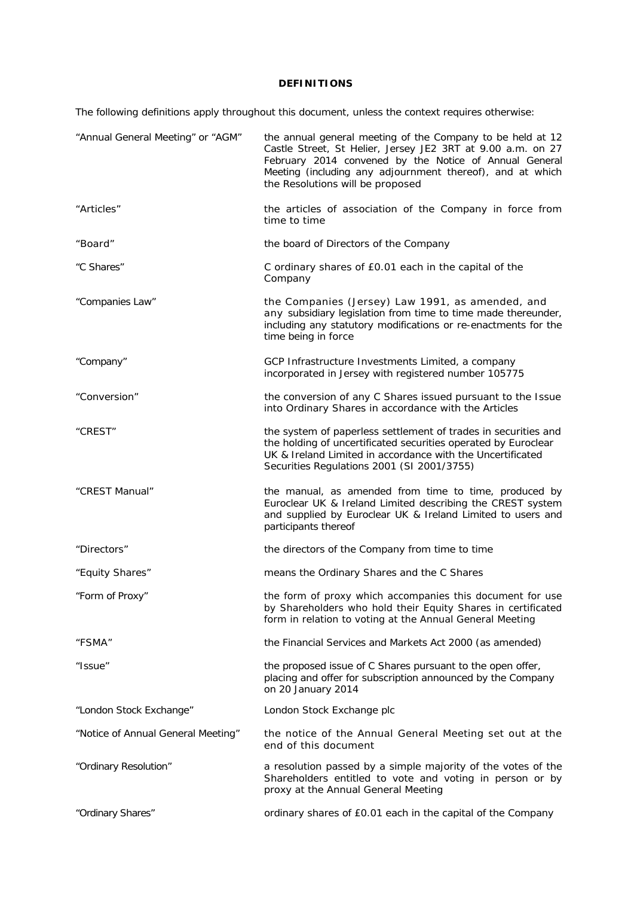## DEFINITIONS

The following definitions apply throughout this document, unless the context requires otherwise:

| | |
|---|---|
| "Annual General Meeting" or "AGM" | the annual general meeting of the Company to be held at 12 Castle Street, St Helier, Jersey JE2 3RT at 9.00 a.m. on 27 February 2014 convened by the Notice of Annual General Meeting (including any adjournment thereof), and at which the Resolutions will be proposed |
| "Articles" | the articles of association of the Company in force from time to time |
| "Board" | the board of Directors of the Company |
| "C Shares" | C ordinary shares of £0.01 each in the capital of the Company |
| "Companies Law" | the Companies (Jersey) Law 1991, as amended, and any subsidiary legislation from time to time made thereunder, including any statutory modifications or re-enactments for the time being in force |
| "Company" | GCP Infrastructure Investments Limited, a company incorporated in Jersey with registered number 105775 |
| "Conversion" | the conversion of any C Shares issued pursuant to the Issue into Ordinary Shares in accordance with the Articles |
| "CREST" | the system of paperless settlement of trades in securities and the holding of uncertificated securities operated by Euroclear UK & Ireland Limited in accordance with the Uncertificated Securities Regulations 2001 (SI 2001/3755) |
| "CREST Manual" | the manual, as amended from time to time, produced by Euroclear UK & Ireland Limited describing the CREST system and supplied by Euroclear UK & Ireland Limited to users and participants thereof |
| "Directors" | the directors of the Company from time to time |
| "Equity Shares" | means the Ordinary Shares and the C Shares |
| "Form of Proxy" | the form of proxy which accompanies this document for use by Shareholders who hold their Equity Shares in certificated form in relation to voting at the Annual General Meeting |
| "FSMA" | the Financial Services and Markets Act 2000 (as amended) |
| "Issue" | the proposed issue of C Shares pursuant to the open offer, placing and offer for subscription announced by the Company on 20 January 2014 |
| "London Stock Exchange" | London Stock Exchange plc |
| "Notice of Annual General Meeting" | the notice of the Annual General Meeting set out at the end of this document |
| "Ordinary Resolution" | a resolution passed by a simple majority of the votes of the Shareholders entitled to vote and voting in person or by proxy at the Annual General Meeting |
| "Ordinary Shares" | ordinary shares of £0.01 each in the capital of the Company |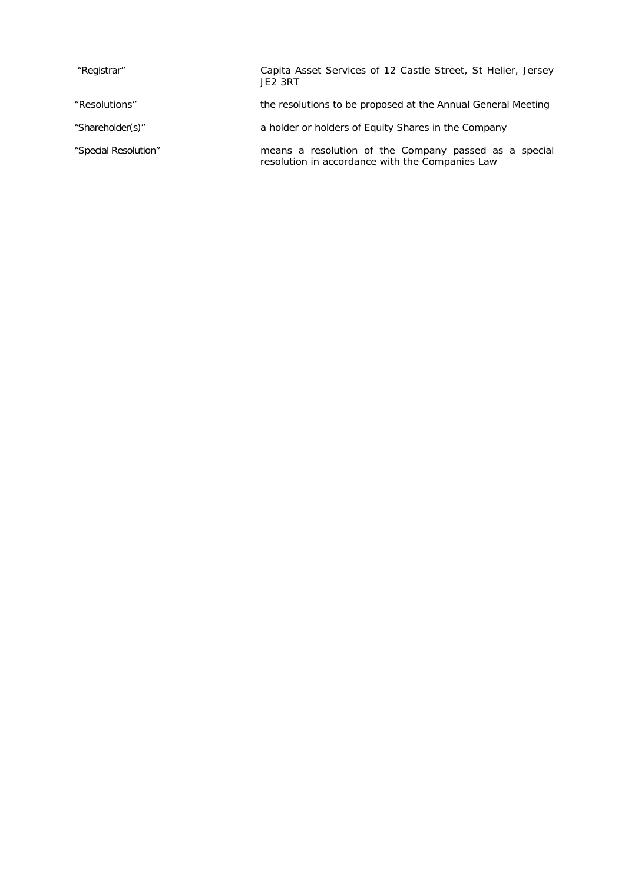| | |
|---|---|
| "Registrar" | Capita Asset Services of 12 Castle Street, St Helier, Jersey JE2 3RT |
| "Resolutions" | the resolutions to be proposed at the Annual General Meeting |
| "Shareholder(s)" | a holder or holders of Equity Shares in the Company |
| "Special Resolution" | means a resolution of the Company passed as a special resolution in accordance with the Companies Law |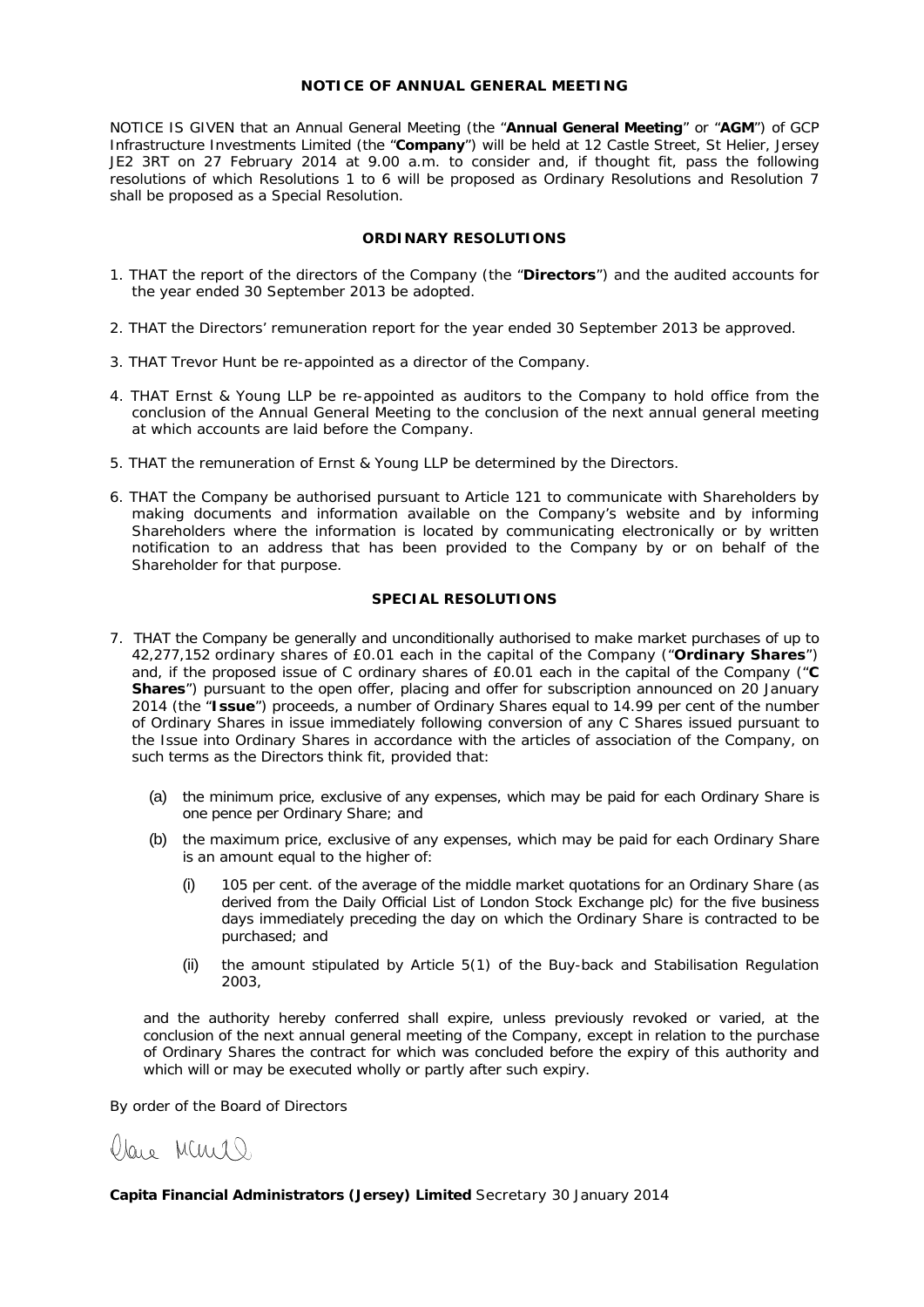## NOTICE OF ANNUAL GENERAL MEETING

NOTICE IS GIVEN that an Annual General Meeting (the "**Annual General Meeting**" or "**AGM**") of GCP Infrastructure Investments Limited (the "**Company**") will be held at 12 Castle Street, St Helier, Jersey JE2 3RT on 27 February 2014 at 9.00 a.m. to consider and, if thought fit, pass the following resolutions of which Resolutions 1 to 6 will be proposed as Ordinary Resolutions and Resolution 7 shall be proposed as a Special Resolution.

### ORDINARY RESOLUTIONS

1. THAT the report of the directors of the Company (the "**Directors**") and the audited accounts for the year ended 30 September 2013 be adopted.
2. THAT the Directors' remuneration report for the year ended 30 September 2013 be approved.
3. THAT Trevor Hunt be re-appointed as a director of the Company.
4. THAT Ernst & Young LLP be re-appointed as auditors to the Company to hold office from the conclusion of the Annual General Meeting to the conclusion of the next annual general meeting at which accounts are laid before the Company.
5. THAT the remuneration of Ernst & Young LLP be determined by the Directors.
6. THAT the Company be authorised pursuant to Article 121 to communicate with Shareholders by making documents and information available on the Company's website and by informing Shareholders where the information is located by communicating electronically or by written notification to an address that has been provided to the Company by or on behalf of the Shareholder for that purpose.

### SPECIAL RESOLUTIONS

7. THAT the Company be generally and unconditionally authorised to make market purchases of up to 42,277,152 ordinary shares of £0.01 each in the capital of the Company ("**Ordinary Shares**") and, if the proposed issue of C ordinary shares of £0.01 each in the capital of the Company ("**C Shares**") pursuant to the open offer, placing and offer for subscription announced on 20 January 2014 (the "**Issue**") proceeds, a number of Ordinary Shares equal to 14.99 per cent of the number of Ordinary Shares in issue immediately following conversion of any C Shares issued pursuant to the Issue into Ordinary Shares in accordance with the articles of association of the Company, on such terms as the Directors think fit, provided that:

   (a) the minimum price, exclusive of any expenses, which may be paid for each Ordinary Share is one pence per Ordinary Share; and

   (b) the maximum price, exclusive of any expenses, which may be paid for each Ordinary Share is an amount equal to the higher of:

      (i) 105 per cent. of the average of the middle market quotations for an Ordinary Share (as derived from the Daily Official List of London Stock Exchange plc) for the five business days immediately preceding the day on which the Ordinary Share is contracted to be purchased; and

      (ii) the amount stipulated by Article 5(1) of the Buy-back and Stabilisation Regulation 2003,

   and the authority hereby conferred shall expire, unless previously revoked or varied, at the conclusion of the next annual general meeting of the Company, except in relation to the purchase of Ordinary Shares the contract for which was concluded before the expiry of this authority and which will or may be executed wholly or partly after such expiry.

By order of the Board of Directors

**Capita Financial Administrators (Jersey) Limited** Secretary 30 January 2014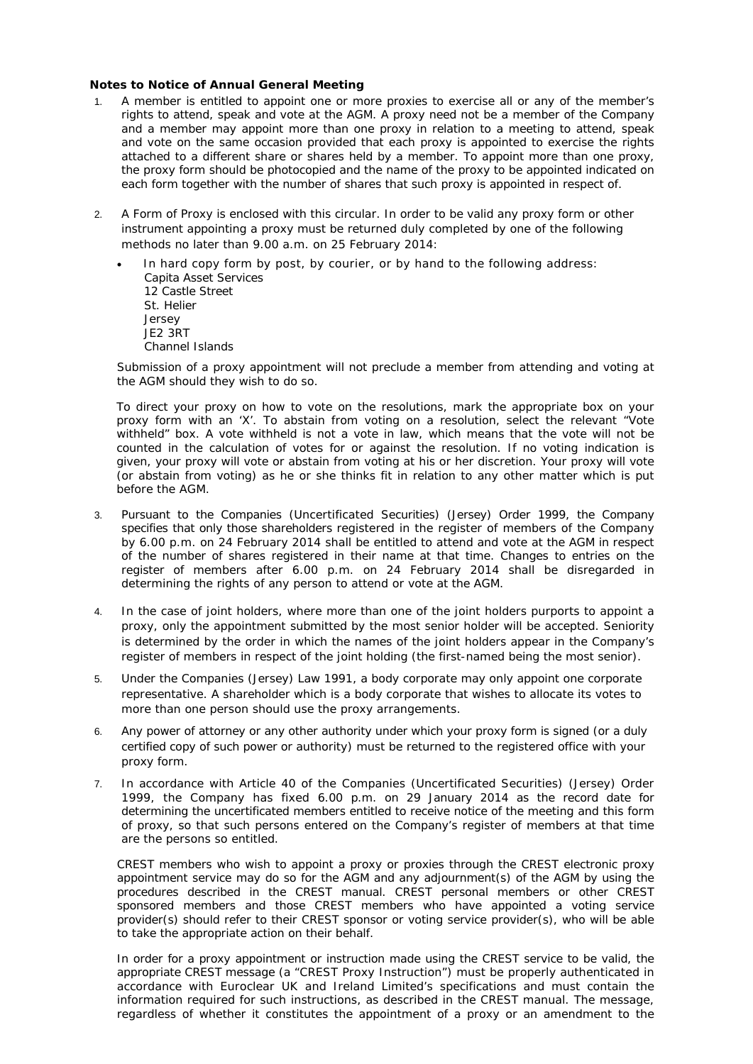**Notes to Notice of Annual General Meeting**

1. A member is entitled to appoint one or more proxies to exercise all or any of the member's rights to attend, speak and vote at the AGM. A proxy need not be a member of the Company and a member may appoint more than one proxy in relation to a meeting to attend, speak and vote on the same occasion provided that each proxy is appointed to exercise the rights attached to a different share or shares held by a member. To appoint more than one proxy, the proxy form should be photocopied and the name of the proxy to be appointed indicated on each form together with the number of shares that such proxy is appointed in respect of.

2. A Form of Proxy is enclosed with this circular. In order to be valid any proxy form or other instrument appointing a proxy must be returned duly completed by one of the following methods no later than 9.00 a.m. on 25 February 2014:

   - In hard copy form by post, by courier, or by hand to the following address:
     Capita Asset Services
     12 Castle Street
     St. Helier
     Jersey
     JE2 3RT
     Channel Islands

   Submission of a proxy appointment will not preclude a member from attending and voting at the AGM should they wish to do so.

   To direct your proxy on how to vote on the resolutions, mark the appropriate box on your proxy form with an 'X'. To abstain from voting on a resolution, select the relevant "Vote withheld" box. A vote withheld is not a vote in law, which means that the vote will not be counted in the calculation of votes for or against the resolution. If no voting indication is given, your proxy will vote or abstain from voting at his or her discretion. Your proxy will vote (or abstain from voting) as he or she thinks fit in relation to any other matter which is put before the AGM.

3. Pursuant to the Companies (Uncertificated Securities) (Jersey) Order 1999, the Company specifies that only those shareholders registered in the register of members of the Company by 6.00 p.m. on 24 February 2014 shall be entitled to attend and vote at the AGM in respect of the number of shares registered in their name at that time. Changes to entries on the register of members after 6.00 p.m. on 24 February 2014 shall be disregarded in determining the rights of any person to attend or vote at the AGM.

4. In the case of joint holders, where more than one of the joint holders purports to appoint a proxy, only the appointment submitted by the most senior holder will be accepted. Seniority is determined by the order in which the names of the joint holders appear in the Company's register of members in respect of the joint holding (the first-named being the most senior).

5. Under the Companies (Jersey) Law 1991, a body corporate may only appoint one corporate representative. A shareholder which is a body corporate that wishes to allocate its votes to more than one person should use the proxy arrangements.

6. Any power of attorney or any other authority under which your proxy form is signed (or a duly certified copy of such power or authority) must be returned to the registered office with your proxy form.

7. In accordance with Article 40 of the Companies (Uncertificated Securities) (Jersey) Order 1999, the Company has fixed 6.00 p.m. on 29 January 2014 as the record date for determining the uncertificated members entitled to receive notice of the meeting and this form of proxy, so that such persons entered on the Company's register of members at that time are the persons so entitled.

   CREST members who wish to appoint a proxy or proxies through the CREST electronic proxy appointment service may do so for the AGM and any adjournment(s) of the AGM by using the procedures described in the CREST manual. CREST personal members or other CREST sponsored members and those CREST members who have appointed a voting service provider(s) should refer to their CREST sponsor or voting service provider(s), who will be able to take the appropriate action on their behalf.

   In order for a proxy appointment or instruction made using the CREST service to be valid, the appropriate CREST message (a "CREST Proxy Instruction") must be properly authenticated in accordance with Euroclear UK and Ireland Limited's specifications and must contain the information required for such instructions, as described in the CREST manual. The message, regardless of whether it constitutes the appointment of a proxy or an amendment to the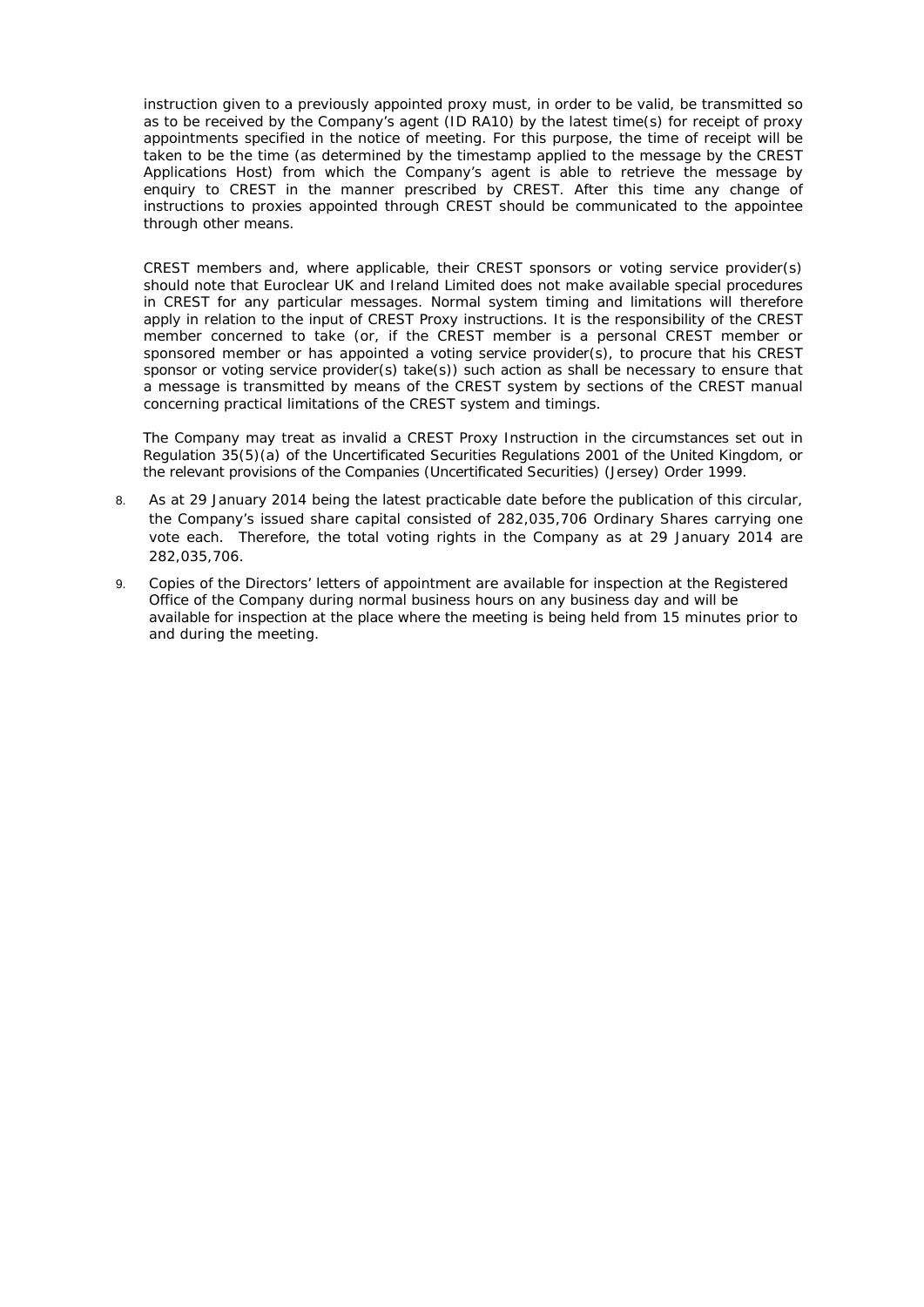instruction given to a previously appointed proxy must, in order to be valid, be transmitted so as to be received by the Company's agent (ID RA10) by the latest time(s) for receipt of proxy appointments specified in the notice of meeting. For this purpose, the time of receipt will be taken to be the time (as determined by the timestamp applied to the message by the CREST Applications Host) from which the Company's agent is able to retrieve the message by enquiry to CREST in the manner prescribed by CREST. After this time any change of instructions to proxies appointed through CREST should be communicated to the appointee through other means.

CREST members and, where applicable, their CREST sponsors or voting service provider(s) should note that Euroclear UK and Ireland Limited does not make available special procedures in CREST for any particular messages. Normal system timing and limitations will therefore apply in relation to the input of CREST Proxy instructions. It is the responsibility of the CREST member concerned to take (or, if the CREST member is a personal CREST member or sponsored member or has appointed a voting service provider(s), to procure that his CREST sponsor or voting service provider(s) take(s)) such action as shall be necessary to ensure that a message is transmitted by means of the CREST system by sections of the CREST manual concerning practical limitations of the CREST system and timings.

The Company may treat as invalid a CREST Proxy Instruction in the circumstances set out in Regulation 35(5)(a) of the Uncertificated Securities Regulations 2001 of the United Kingdom, or the relevant provisions of the Companies (Uncertificated Securities) (Jersey) Order 1999.

8. As at 29 January 2014 being the latest practicable date before the publication of this circular, the Company's issued share capital consisted of 282,035,706 Ordinary Shares carrying one vote each. Therefore, the total voting rights in the Company as at 29 January 2014 are 282,035,706.

9. Copies of the Directors' letters of appointment are available for inspection at the Registered Office of the Company during normal business hours on any business day and will be available for inspection at the place where the meeting is being held from 15 minutes prior to and during the meeting.